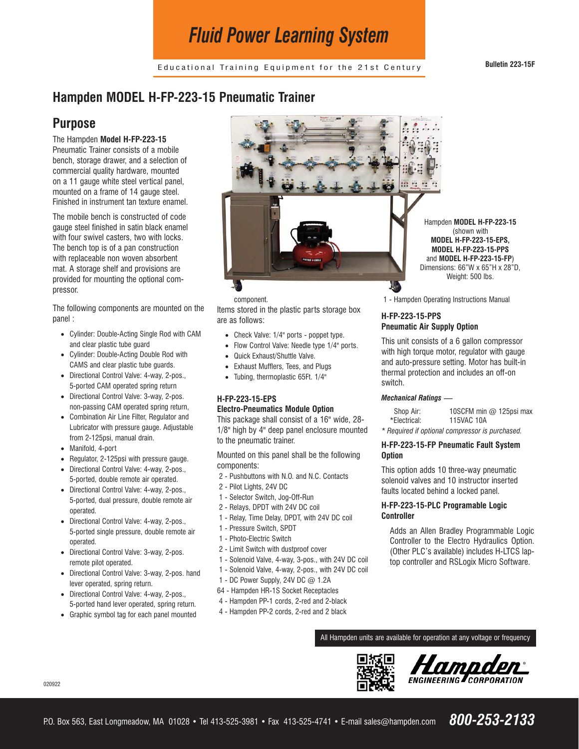# Fluid Power Learning System

Educational Training Equipment for the 21st Century

Bulletin 223-15F

## Hampden MODEL H-FP-223-15 Pneumatic Trainer

## Purpose

The Hampden **Model H-FP-223-15** Pneumatic Trainer consists of a mobile bench, storage drawer, and a selection of commercial quality hardware, mounted on a 11 gauge white steel vertical panel, mounted on a frame of 14 gauge steel. Finished in instrument tan texture enamel.

The mobile bench is constructed of code gauge steel finished in satin black enamel with four swivel casters, two with locks. The bench top is of a pan construction with replaceable non woven absorbent mat. A storage shelf and provisions are provided for mounting the optional compressor.

The following components are mounted on the panel :

- Cylinder: Double-Acting Single Rod with CAM and clear plastic tube guard
- Cylinder: Double-Acting Double Rod with CAMS and clear plastic tube guards.
- Directional Control Valve: 4-way, 2-pos., 5-ported CAM operated spring return
- Directional Control Valve: 3-way, 2-pos. non-passing CAM operated spring return,
- Combination Air Line Filter, Regulator and Lubricator with pressure gauge. Adjustable from 2-125psi, manual drain.
- Manifold, 4-port
- Regulator, 2-125psi with pressure gauge.
- Directional Control Valve: 4-way, 2-pos., 5-ported, double remote air operated.
- Directional Control Valve: 4-way, 2-pos., 5-ported, dual pressure, double remote air operated.
- Directional Control Valve: 4-way, 2-pos., 5-ported single pressure, double remote air operated.
- Directional Control Valve: 3-way, 2-pos. remote pilot operated.
- Directional Control Valve: 3-way, 2-pos. hand lever operated, spring return.
- Directional Control Valve: 4-way, 2-pos., 5-ported hand lever operated, spring return.
- Graphic symbol tag for each panel mounted component.

Hampden **MODEL H-FP-223-15** (shown with **MODEL H-FP-223-15-EPS, MODEL H-FP-223-15-PPS** and **MODEL H-FP-223-15-FP**)
Dimensions: 66"W x 65"H x 28"D, Weight: 500 lbs.

Items stored in the plastic parts storage box are as follows:

- Check Valve: 1/4" ports - poppet type.
- Flow Control Valve: Needle type 1/4" ports.
- Quick Exhaust/Shuttle Valve.
- Exhaust Mufflers, Tees, and Plugs
- Tubing, thermoplastic 65Ft. 1/4"

### H-FP-223-15-EPS
### Electro-Pneumatics Module Option

This package shall consist of a 16" wide, 28-1/8" high by 4" deep panel enclosure mounted to the pneumatic trainer.

Mounted on this panel shall be the following components:

2 - Pushbuttons with N.O. and N.C. Contacts  
2 - Pilot Lights, 24V DC  
1 - Selector Switch, Jog-Off-Run  
2 - Relays, DPDT with 24V DC coil  
1 - Relay, Time Delay, DPDT, with 24V DC coil  
1 - Pressure Switch, SPDT  
1 - Photo-Electric Switch  
2 - Limit Switch with dustproof cover  
1 - Solenoid Valve, 4-way, 3-pos., with 24V DC coil  
1 - Solenoid Valve, 4-way, 2-pos., with 24V DC coil  
1 - DC Power Supply, 24V DC @ 1.2A  
64 - Hampden HR-1S Socket Receptacles  
4 - Hampden PP-1 cords, 2-red and 2-black  
4 - Hampden PP-2 cords, 2-red and 2 black  
1 - Hampden Operating Instructions Manual

### H-FP-223-15-PPS
### Pneumatic Air Supply Option

This unit consists of a 6 gallon compressor with high torque motor, regulator with gauge and auto-pressure setting. Motor has built-in thermal protection and includes an off-on switch.

***Mechanical Ratings —***

| | |
|---|---|
| Shop Air: | 10SCFM min @ 125psi max |
| *Electrical: | 115VAC 10A |

*\* Required if optional compressor is purchased.*

### H-FP-223-15-FP Pneumatic Fault System Option

This option adds 10 three-way pneumatic solenoid valves and 10 instructor inserted faults located behind a locked panel.

### H-FP-223-15-PLC Programable Logic Controller

Adds an Allen Bradley Programmable Logic Controller to the Electro Hydraulics Option. (Other PLC's available) includes H-LTCS laptop controller and RSLogix Micro Software.

All Hampden units are available for operation at any voltage or frequency

Hampden ENGINEERING CORPORATION

020922

P.O. Box 563, East Longmeadow, MA 01028 • Tel 413-525-3981 • Fax 413-525-4741 • E-mail sales@hampden.com **800-253-2133**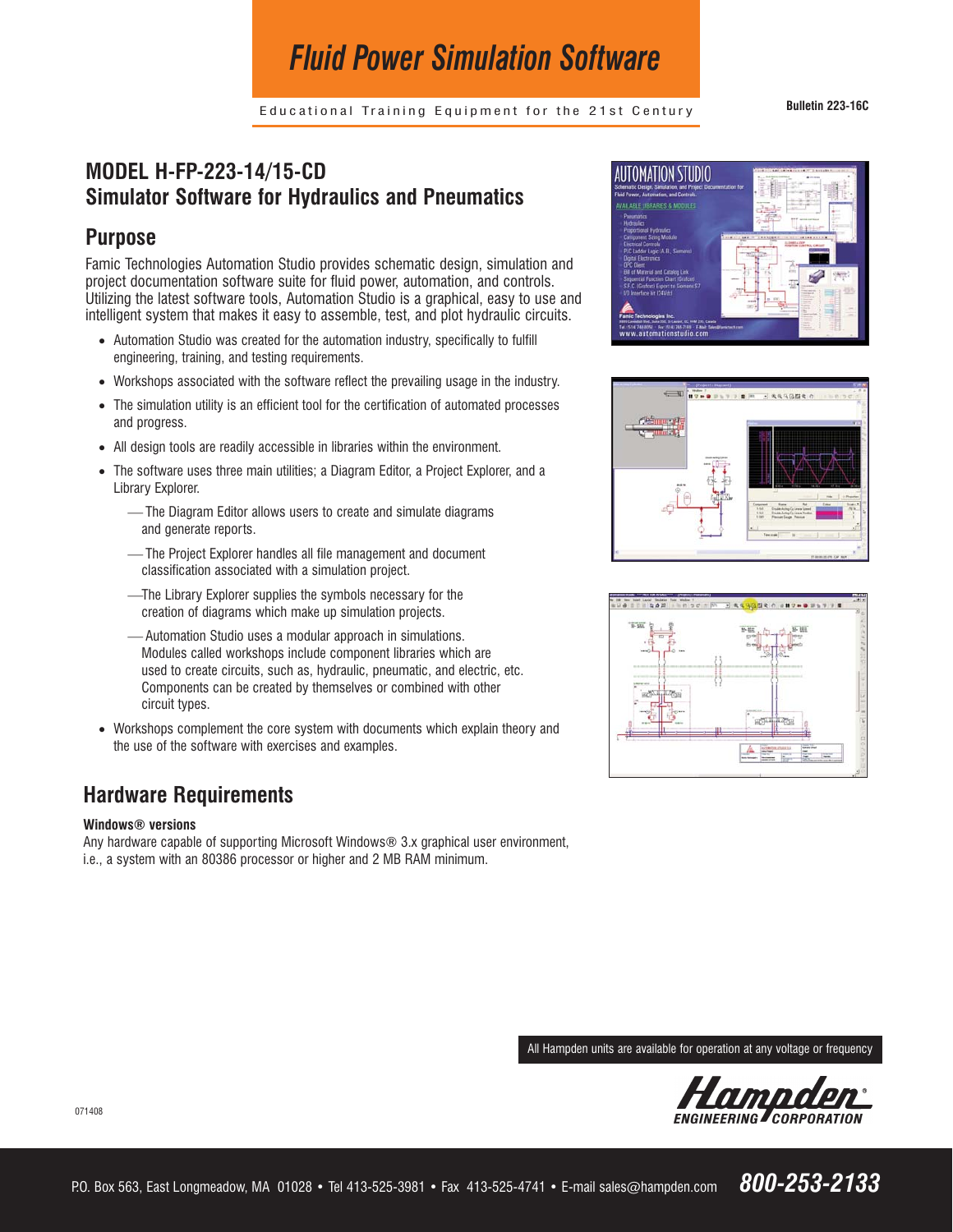# Fluid Power Simulation Software

Educational Training Equipment for the 21st Century

Bulletin 223-16C

## MODEL H-FP-223-14/15-CD
## Simulator Software for Hydraulics and Pneumatics

## Purpose

Famic Technologies Automation Studio provides schematic design, simulation and project documentation software suite for fluid power, automation, and controls. Utilizing the latest software tools, Automation Studio is a graphical, easy to use and intelligent system that makes it easy to assemble, test, and plot hydraulic circuits.

- Automation Studio was created for the automation industry, specifically to fulfill engineering, training, and testing requirements.
- Workshops associated with the software reflect the prevailing usage in the industry.
- The simulation utility is an efficient tool for the certification of automated processes and progress.
- All design tools are readily accessible in libraries within the environment.
- The software uses three main utilities; a Diagram Editor, a Project Explorer, and a Library Explorer.
  - The Diagram Editor allows users to create and simulate diagrams and generate reports.
  - The Project Explorer handles all file management and document classification associated with a simulation project.
  - The Library Explorer supplies the symbols necessary for the creation of diagrams which make up simulation projects.
  - Automation Studio uses a modular approach in simulations. Modules called workshops include component libraries which are used to create circuits, such as, hydraulic, pneumatic, and electric, etc. Components can be created by themselves or combined with other circuit types.
- Workshops complement the core system with documents which explain theory and the use of the software with exercises and examples.

## Hardware Requirements

**Windows® versions**

Any hardware capable of supporting Microsoft Windows® 3.x graphical user environment, i.e., a system with an 80386 processor or higher and 2 MB RAM minimum.

All Hampden units are available for operation at any voltage or frequency

071408

Hampden ENGINEERING CORPORATION

P.O. Box 563, East Longmeadow, MA 01028 • Tel 413-525-3981 • Fax 413-525-4741 • E-mail sales@hampden.com **800-253-2133**